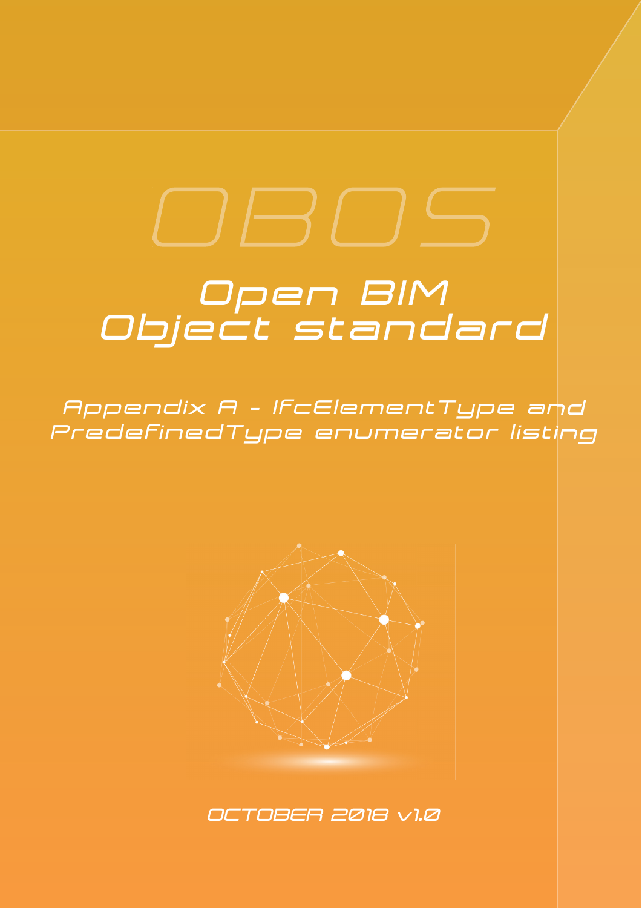# OBOS

## Open BIM Object standard

### Appendix A - IfcElementType and PredefinedType enumerator listing

OCTOBER 2018 v1.0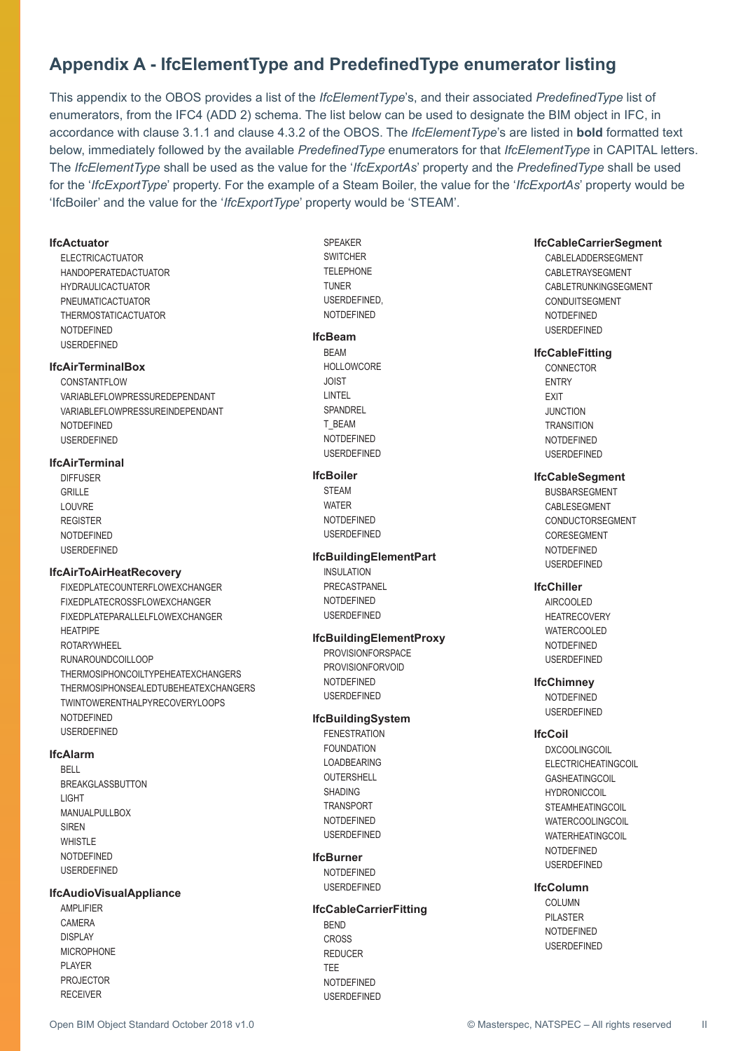## Appendix A - IfcElementType and PredefinedType enumerator listing

This appendix to the OBOS provides a list of the *IfcElementType*'s, and their associated *PredefinedType* list of enumerators, from the IFC4 (ADD 2) schema. The list below can be used to designate the BIM object in IFC, in accordance with clause 3.1.1 and clause 4.3.2 of the OBOS. The *IfcElementType*'s are listed in **bold** formatted text below, immediately followed by the available *PredefinedType* enumerators for that *IfcElementType* in CAPITAL letters. The *IfcElementType* shall be used as the value for the '*IfcExportAs*' property and the *PredefinedType* shall be used for the '*IfcExportType*' property. For the example of a Steam Boiler, the value for the '*IfcExportAs*' property would be 'IfcBoiler' and the value for the '*IfcExportType*' property would be 'STEAM'.

**IfcActuator**
ELECTRICACTUATOR
HANDOPERATEDACTUATOR
HYDRAULICACTUATOR
PNEUMATICACTUATOR
THERMOSTATICACTUATOR
NOTDEFINED
USERDEFINED

**IfcAirTerminalBox**
CONSTANTFLOW
VARIABLEFLOWPRESSUREDEPENDANT
VARIABLEFLOWPRESSUREINDEPENDANT
NOTDEFINED
USERDEFINED

**IfcAirTerminal**
DIFFUSER
GRILLE
LOUVRE
REGISTER
NOTDEFINED
USERDEFINED

**IfcAirToAirHeatRecovery**
FIXEDPLATECOUNTERFLOWEXCHANGER
FIXEDPLATECROSSFLOWEXCHANGER
FIXEDPLATEPARALLELFLOWEXCHANGER
HEATPIPE
ROTARYWHEEL
RUNAROUNDCOILLOOP
THERMOSIPHONCOILTYPEHEATEXCHANGERS
THERMOSIPHONSEALEDTUBEHEATEXCHANGERS
TWINTOWERENTHALPYRECOVERYLOOPS
NOTDEFINED
USERDEFINED

**IfcAlarm**
BELL
BREAKGLASSBUTTON
LIGHT
MANUALPULLBOX
SIREN
WHISTLE
NOTDEFINED
USERDEFINED

**IfcAudioVisualAppliance**
AMPLIFIER
CAMERA
DISPLAY
MICROPHONE
PLAYER
PROJECTOR
RECEIVER
SPEAKER
SWITCHER
TELEPHONE
TUNER
USERDEFINED,
NOTDEFINED

**IfcBeam**
BEAM
HOLLOWCORE
JOIST
LINTEL
SPANDREL
T_BEAM
NOTDEFINED
USERDEFINED

**IfcBoiler**
STEAM
WATER
NOTDEFINED
USERDEFINED

**IfcBuildingElementPart**
INSULATION
PRECASTPANEL
NOTDEFINED
USERDEFINED

**IfcBuildingElementProxy**
PROVISIONFORSPACE
PROVISIONFORVOID
NOTDEFINED
USERDEFINED

**IfcBuildingSystem**
FENESTRATION
FOUNDATION
LOADBEARING
OUTERSHELL
SHADING
TRANSPORT
NOTDEFINED
USERDEFINED

**IfcBurner**
NOTDEFINED
USERDEFINED

**IfcCableCarrierFitting**
BEND
CROSS
REDUCER
TEE
NOTDEFINED
USERDEFINED

**IfcCableCarrierSegment**
CABLELADDERSEGMENT
CABLETRAYSEGMENT
CABLETRUNKINGSEGMENT
CONDUITSEGMENT
NOTDEFINED
USERDEFINED

**IfcCableFitting**
CONNECTOR
ENTRY
EXIT
JUNCTION
TRANSITION
NOTDEFINED
USERDEFINED

**IfcCableSegment**
BUSBARSEGMENT
CABLESEGMENT
CONDUCTORSEGMENT
CORESEGMENT
NOTDEFINED
USERDEFINED

**IfcChiller**
AIRCOOLED
HEATRECOVERY
WATERCOOLED
NOTDEFINED
USERDEFINED

**IfcChimney**
NOTDEFINED
USERDEFINED

**IfcCoil**
DXCOOLINGCOIL
ELECTRICHEATINGCOIL
GASHEATINGCOIL
HYDRONICCOIL
STEAMHEATINGCOIL
WATERCOOLINGCOIL
WATERHEATINGCOIL
NOTDEFINED
USERDEFINED

**IfcColumn**
COLUMN
PILASTER
NOTDEFINED
USERDEFINED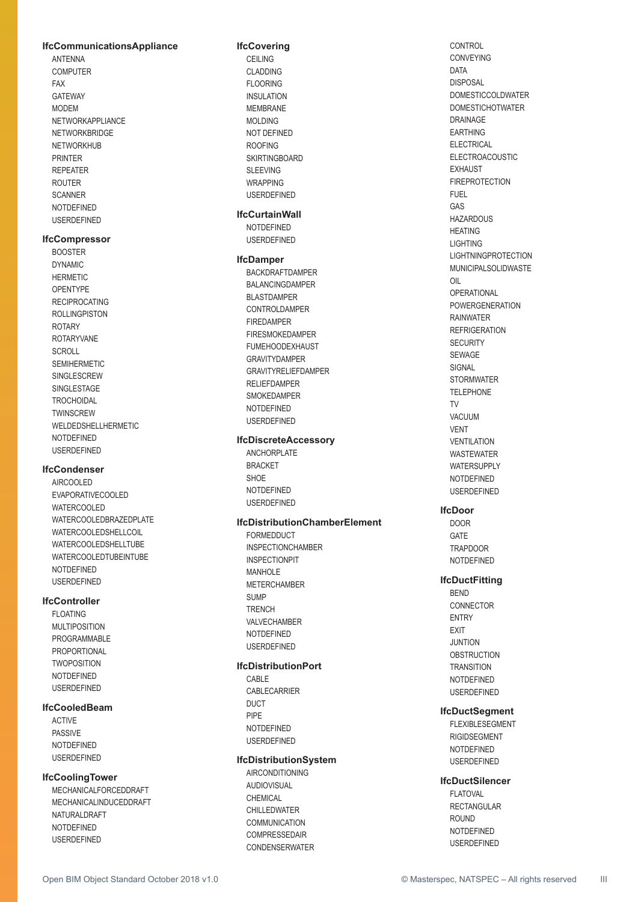### IfcCommunicationsAppliance

- ANTENNA
- COMPUTER
- FAX
- GATEWAY
- MODEM
- NETWORKAPPLIANCE
- NETWORKBRIDGE
- NETWORKHUB
- PRINTER
- REPEATER
- ROUTER
- SCANNER
- NOTDEFINED
- USERDEFINED

### IfcCompressor

- BOOSTER
- DYNAMIC
- HERMETIC
- OPENTYPE
- RECIPROCATING
- ROLLINGPISTON
- ROTARY
- ROTARYVANE
- SCROLL
- SEMIHERMETIC
- SINGLESCREW
- SINGLESTAGE
- TROCHOIDAL
- TWINSCREW
- WELDEDSHELLHERMETIC
- NOTDEFINED
- USERDEFINED

### IfcCondenser

- AIRCOOLED
- EVAPORATIVECOOLED
- WATERCOOLED
- WATERCOOLEDBRAZEDPLATE
- WATERCOOLEDSHELLCOIL
- WATERCOOLEDSHELLTUBE
- WATERCOOLEDTUBEINTUBE
- NOTDEFINED
- USERDEFINED

### IfcController

- FLOATING
- MULTIPOSITION
- PROGRAMMABLE
- PROPORTIONAL
- TWOPOSITION
- NOTDEFINED
- USERDEFINED

### IfcCooledBeam

- ACTIVE
- PASSIVE
- NOTDEFINED
- USERDEFINED

### IfcCoolingTower

- MECHANICALFORCEDDRAFT
- MECHANICALINDUCEDDRAFT
- NATURALDRAFT
- NOTDEFINED
- USERDEFINED

### IfcCovering

- CEILING
- CLADDING
- FLOORING
- INSULATION
- MEMBRANE
- MOLDING
- NOT DEFINED
- ROOFING
- SKIRTINGBOARD
- SLEEVING
- WRAPPING
- USERDEFINED

### IfcCurtainWall

- NOTDEFINED
- USERDEFINED

### IfcDamper

- BACKDRAFTDAMPER
- BALANCINGDAMPER
- BLASTDAMPER
- CONTROLDAMPER
- FIREDAMPER
- FIRESMOKEDAMPER
- FUMEHOODEXHAUST
- GRAVITYDAMPER
- GRAVITYRELIEFDAMPER
- RELIEFDAMPER
- SMOKEDAMPER
- NOTDEFINED
- USERDEFINED

### IfcDiscreteAccessory

- ANCHORPLATE
- BRACKET
- SHOE
- NOTDEFINED
- USERDEFINED

### IfcDistributionChamberElement

- FORMEDDUCT
- INSPECTIONCHAMBER
- INSPECTIONPIT
- MANHOLE
- METERCHAMBER
- SUMP
- TRENCH
- VALVECHAMBER
- NOTDEFINED
- USERDEFINED

### IfcDistributionPort

- CABLE
- CABLECARRIER
- DUCT
- PIPE
- NOTDEFINED
- USERDEFINED

### IfcDistributionSystem

- AIRCONDITIONING
- AUDIOVISUAL
- CHEMICAL
- CHILLEDWATER
- COMMUNICATION
- COMPRESSEDAIR
- CONDENSERWATER
- CONTROL
- CONVEYING
- DATA
- DISPOSAL
- DOMESTICCOLDWATER
- DOMESTICHOTWATER
- DRAINAGE
- EARTHING
- ELECTRICAL
- ELECTROACOUSTIC
- EXHAUST
- FIREPROTECTION
- FUEL
- GAS
- HAZARDOUS
- HEATING
- LIGHTING
- LIGHTNINGPROTECTION
- MUNICIPALSOLIDWASTE
- OIL
- OPERATIONAL
- POWERGENERATION
- RAINWATER
- REFRIGERATION
- SECURITY
- SEWAGE
- SIGNAL
- STORMWATER
- TELEPHONE
- TV
- VACUUM
- VENT
- VENTILATION
- WASTEWATER
- WATERSUPPLY
- NOTDEFINED
- USERDEFINED

### IfcDoor

- DOOR
- GATE
- TRAPDOOR
- NOTDEFINED

### IfcDuctFitting

- BEND
- CONNECTOR
- ENTRY
- EXIT
- JUNTION
- OBSTRUCTION
- TRANSITION
- NOTDEFINED
- USERDEFINED

### IfcDuctSegment

- FLEXIBLESEGMENT
- RIGIDSEGMENT
- NOTDEFINED
- USERDEFINED

### IfcDuctSilencer

- FLATOVAL
- RECTANGULAR
- ROUND
- NOTDEFINED
- USERDEFINED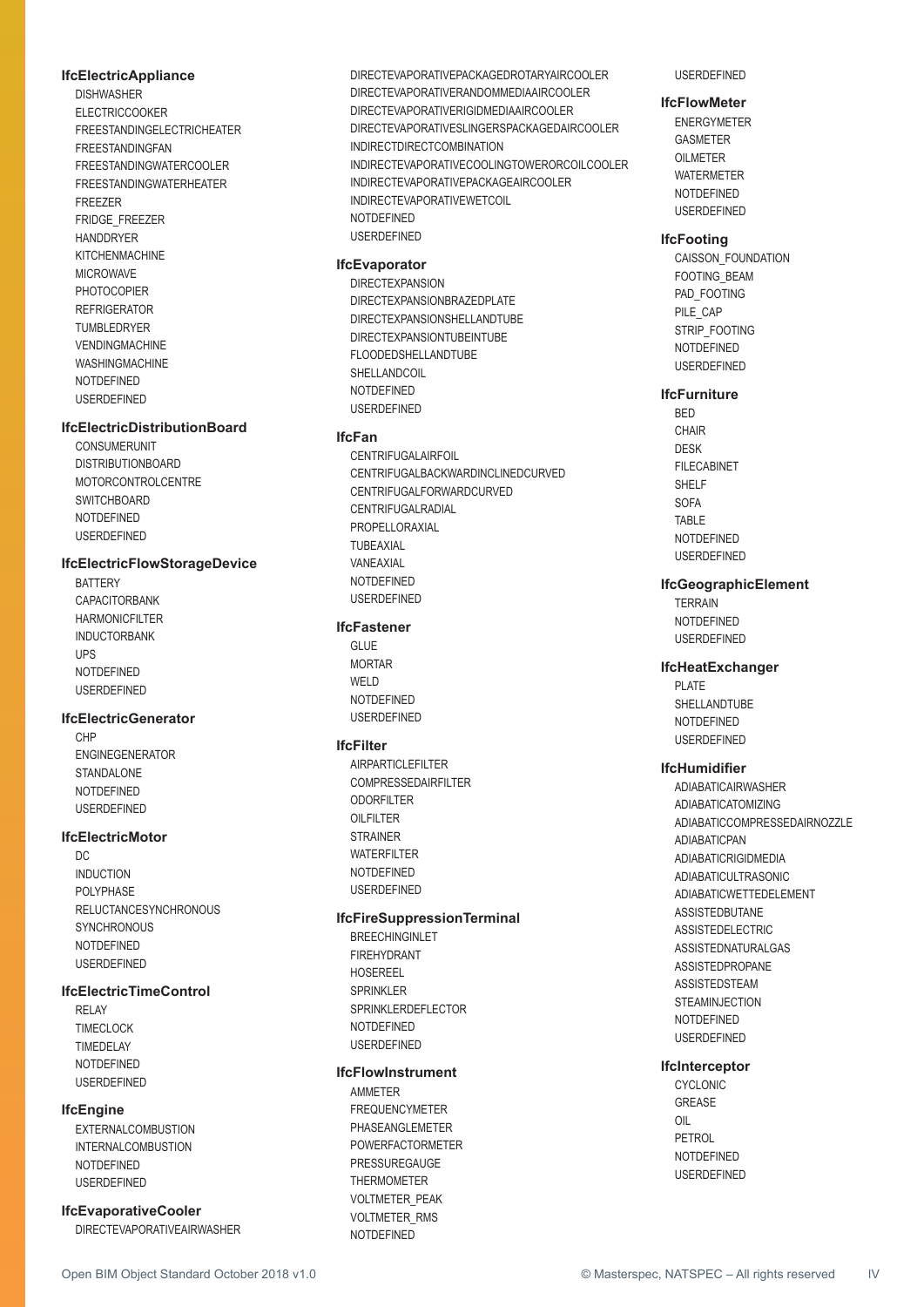**IfcElectricAppliance**

DISHWASHER
ELECTRICCOOKER
FREESTANDINGELECTRICHEATER
FREESTANDINGFAN
FREESTANDINGWATERCOOLER
FREESTANDINGWATERHEATER
FREEZER
FRIDGE_FREEZER
HANDDRYER
KITCHENMACHINE
MICROWAVE
PHOTOCOPIER
REFRIGERATOR
TUMBLEDRYER
VENDINGMACHINE
WASHINGMACHINE
NOTDEFINED
USERDEFINED

**IfcElectricDistributionBoard**

CONSUMERUNIT
DISTRIBUTIONBOARD
MOTORCONTROLCENTRE
SWITCHBOARD
NOTDEFINED
USERDEFINED

**IfcElectricFlowStorageDevice**

BATTERY
CAPACITORBANK
HARMONICFILTER
INDUCTORBANK
UPS
NOTDEFINED
USERDEFINED

**IfcElectricGenerator**

CHP
ENGINEGENERATOR
STANDALONE
NOTDEFINED
USERDEFINED

**IfcElectricMotor**

DC
INDUCTION
POLYPHASE
RELUCTANCESYNCHRONOUS
SYNCHRONOUS
NOTDEFINED
USERDEFINED

**IfcElectricTimeControl**

RELAY
TIMECLOCK
TIMEDELAY
NOTDEFINED
USERDEFINED

**IfcEngine**

EXTERNALCOMBUSTION
INTERNALCOMBUSTION
NOTDEFINED
USERDEFINED

**IfcEvaporativeCooler**

DIRECTEVAPORATIVEAIRWASHER
DIRECTEVAPORATIVEPACKAGEDROTARYAIRCOOLER
DIRECTEVAPORATIVERANDOMMEDIAAIRCOOLER
DIRECTEVAPORATIVERIGIDMEDIAAIRCOOLER
DIRECTEVAPORATIVESLINGERSPACKAGEDAIRCOOLER
INDIRECTDIRECTCOMBINATION
INDIRECTEVAPORATIVECOOLINGTOWERORCOILCOOLER
INDIRECTEVAPORATIVEPACKAGEAIRCOOLER
INDIRECTEVAPORATIVEWETCOIL
NOTDEFINED
USERDEFINED

**IfcEvaporator**

DIRECTEXPANSION
DIRECTEXPANSIONBRAZEDPLATE
DIRECTEXPANSIONSHELLANDTUBE
DIRECTEXPANSIONTUBEINTUBE
FLOODEDSHELLANDTUBE
SHELLANDCOIL
NOTDEFINED
USERDEFINED

**IfcFan**

CENTRIFUGALAIRFOIL
CENTRIFUGALBACKWARDINCLINEDCURVED
CENTRIFUGALFORWARDCURVED
CENTRIFUGALRADIAL
PROPELLORAXIAL
TUBEAXIAL
VANEAXIAL
NOTDEFINED
USERDEFINED

**IfcFastener**

GLUE
MORTAR
WELD
NOTDEFINED
USERDEFINED

**IfcFilter**

AIRPARTICLEFILTER
COMPRESSEDAIRFILTER
ODORFILTER
OILFILTER
STRAINER
WATERFILTER
NOTDEFINED
USERDEFINED

**IfcFireSuppressionTerminal**

BREECHINGINLET
FIREHYDRANT
HOSEREEL
SPRINKLER
SPRINKLERDEFLECTOR
NOTDEFINED
USERDEFINED

**IfcFlowInstrument**

AMMETER
FREQUENCYMETER
PHASEANGLEMETER
POWERFACTORMETER
PRESSUREGAUGE
THERMOMETER
VOLTMETER_PEAK
VOLTMETER_RMS
NOTDEFINED
USERDEFINED

**IfcFlowMeter**

ENERGYMETER
GASMETER
OILMETER
WATERMETER
NOTDEFINED
USERDEFINED

**IfcFooting**

CAISSON_FOUNDATION
FOOTING_BEAM
PAD_FOOTING
PILE_CAP
STRIP_FOOTING
NOTDEFINED
USERDEFINED

**IfcFurniture**

BED
CHAIR
DESK
FILECABINET
SHELF
SOFA
TABLE
NOTDEFINED
USERDEFINED

**IfcGeographicElement**

TERRAIN
NOTDEFINED
USERDEFINED

**IfcHeatExchanger**

PLATE
SHELLANDTUBE
NOTDEFINED
USERDEFINED

**IfcHumidifier**

ADIABATICAIRWASHER
ADIABATICATOMIZING
ADIABATICCOMPRESSEDAIRNOZZLE
ADIABATICPAN
ADIABATICRIGIDMEDIA
ADIABATICULTRASONIC
ADIABATICWETTEDELEMENT
ASSISTEDBUTANE
ASSISTEDELECTRIC
ASSISTEDNATURALGAS
ASSISTEDPROPANE
ASSISTEDSTEAM
STEAMINJECTION
NOTDEFINED
USERDEFINED

**IfcInterceptor**

CYCLONIC
GREASE
OIL
PETROL
NOTDEFINED
USERDEFINED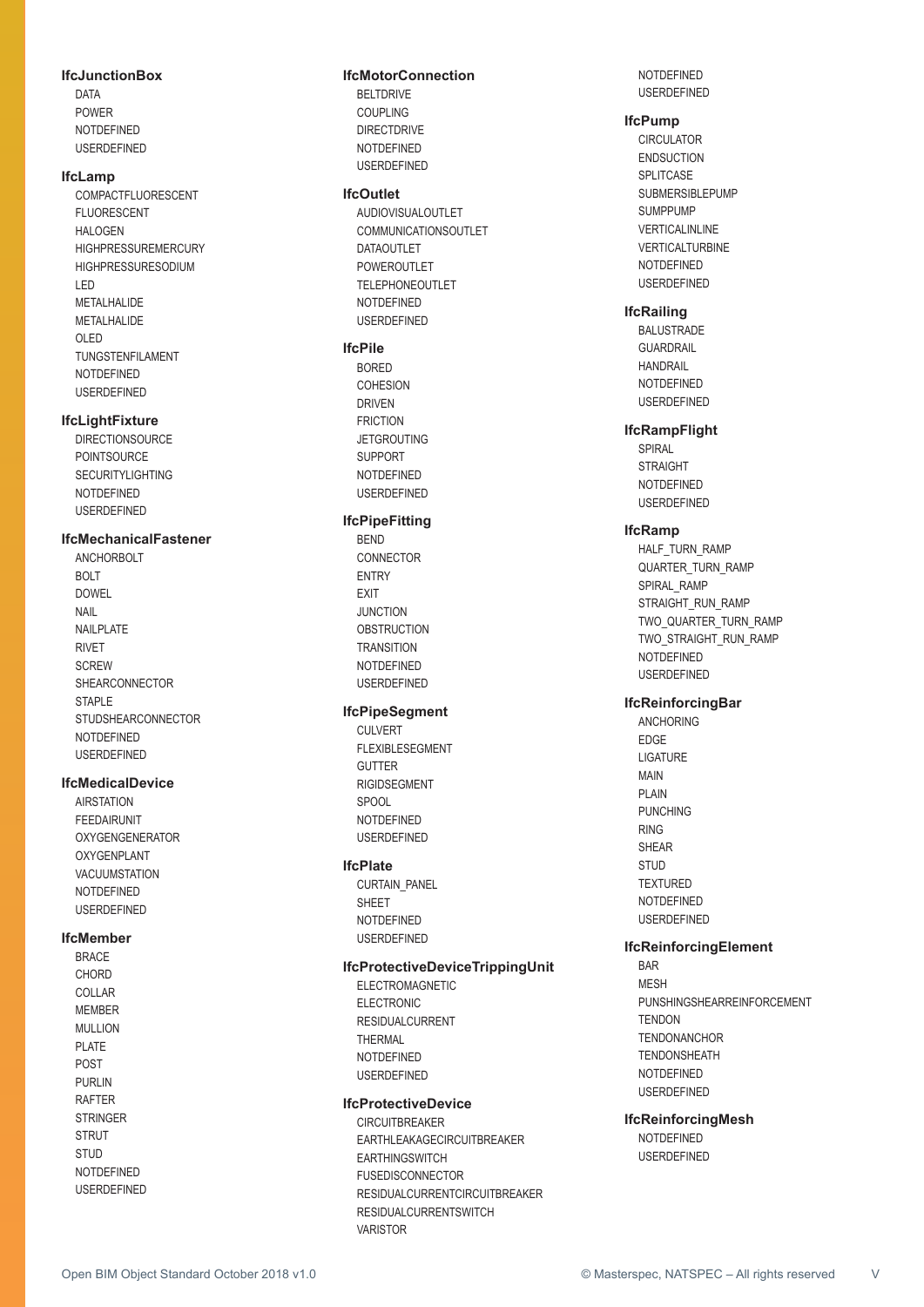### IfcJunctionBox

DATA
POWER
NOTDEFINED
USERDEFINED

### IfcLamp

COMPACTFLUORESCENT
FLUORESCENT
HALOGEN
HIGHPRESSUREMERCURY
HIGHPRESSURESODIUM
LED
METALHALIDE
METALHALIDE
OLED
TUNGSTENFILAMENT
NOTDEFINED
USERDEFINED

### IfcLightFixture

DIRECTIONSOURCE
POINTSOURCE
SECURITYLIGHTING
NOTDEFINED
USERDEFINED

### IfcMechanicalFastener

ANCHORBOLT
BOLT
DOWEL
NAIL
NAILPLATE
RIVET
SCREW
SHEARCONNECTOR
STAPLE
STUDSHEARCONNECTOR
NOTDEFINED
USERDEFINED

### IfcMedicalDevice

AIRSTATION
FEEDAIRUNIT
OXYGENGENERATOR
OXYGENPLANT
VACUUMSTATION
NOTDEFINED
USERDEFINED

### IfcMember

BRACE
CHORD
COLLAR
MEMBER
MULLION
PLATE
POST
PURLIN
RAFTER
STRINGER
STRUT
STUD
NOTDEFINED
USERDEFINED

### IfcMotorConnection

BELTDRIVE
COUPLING
DIRECTDRIVE
NOTDEFINED
USERDEFINED

### IfcOutlet

AUDIOVISUALOUTLET
COMMUNICATIONSOUTLET
DATAOUTLET
POWEROUTLET
TELEPHONEOUTLET
NOTDEFINED
USERDEFINED

### IfcPile

BORED
COHESION
DRIVEN
FRICTION
JETGROUTING
SUPPORT
NOTDEFINED
USERDEFINED

### IfcPipeFitting

BEND
CONNECTOR
ENTRY
EXIT
JUNCTION
OBSTRUCTION
TRANSITION
NOTDEFINED
USERDEFINED

### IfcPipeSegment

CULVERT
FLEXIBLESEGMENT
GUTTER
RIGIDSEGMENT
SPOOL
NOTDEFINED
USERDEFINED

### IfcPlate

CURTAIN_PANEL
SHEET
NOTDEFINED
USERDEFINED

### IfcProtectiveDeviceTrippingUnit

ELECTROMAGNETIC
ELECTRONIC
RESIDUALCURRENT
THERMAL
NOTDEFINED
USERDEFINED

### IfcProtectiveDevice

CIRCUITBREAKER
EARTHLEAKAGECIRCUITBREAKER
EARTHINGSWITCH
FUSEDISCONNECTOR
RESIDUALCURRENTCIRCUITBREAKER
RESIDUALCURRENTSWITCH
VARISTOR
NOTDEFINED
USERDEFINED

### IfcPump

CIRCULATOR
ENDSUCTION
SPLITCASE
SUBMERSIBLEPUMP
SUMPPUMP
VERTICALINLINE
VERTICALTURBINE
NOTDEFINED
USERDEFINED

### IfcRailing

BALUSTRADE
GUARDRAIL
HANDRAIL
NOTDEFINED
USERDEFINED

### IfcRampFlight

SPIRAL
STRAIGHT
NOTDEFINED
USERDEFINED

### IfcRamp

HALF_TURN_RAMP
QUARTER_TURN_RAMP
SPIRAL_RAMP
STRAIGHT_RUN_RAMP
TWO_QUARTER_TURN_RAMP
TWO_STRAIGHT_RUN_RAMP
NOTDEFINED
USERDEFINED

### IfcReinforcingBar

ANCHORING
EDGE
LIGATURE
MAIN
PLAIN
PUNCHING
RING
SHEAR
STUD
TEXTURED
NOTDEFINED
USERDEFINED

### IfcReinforcingElement

BAR
MESH
PUNSHINGSHEARREINFORCEMENT
TENDON
TENDONANCHOR
TENDONSHEATH
NOTDEFINED
USERDEFINED

### IfcReinforcingMesh

NOTDEFINED
USERDEFINED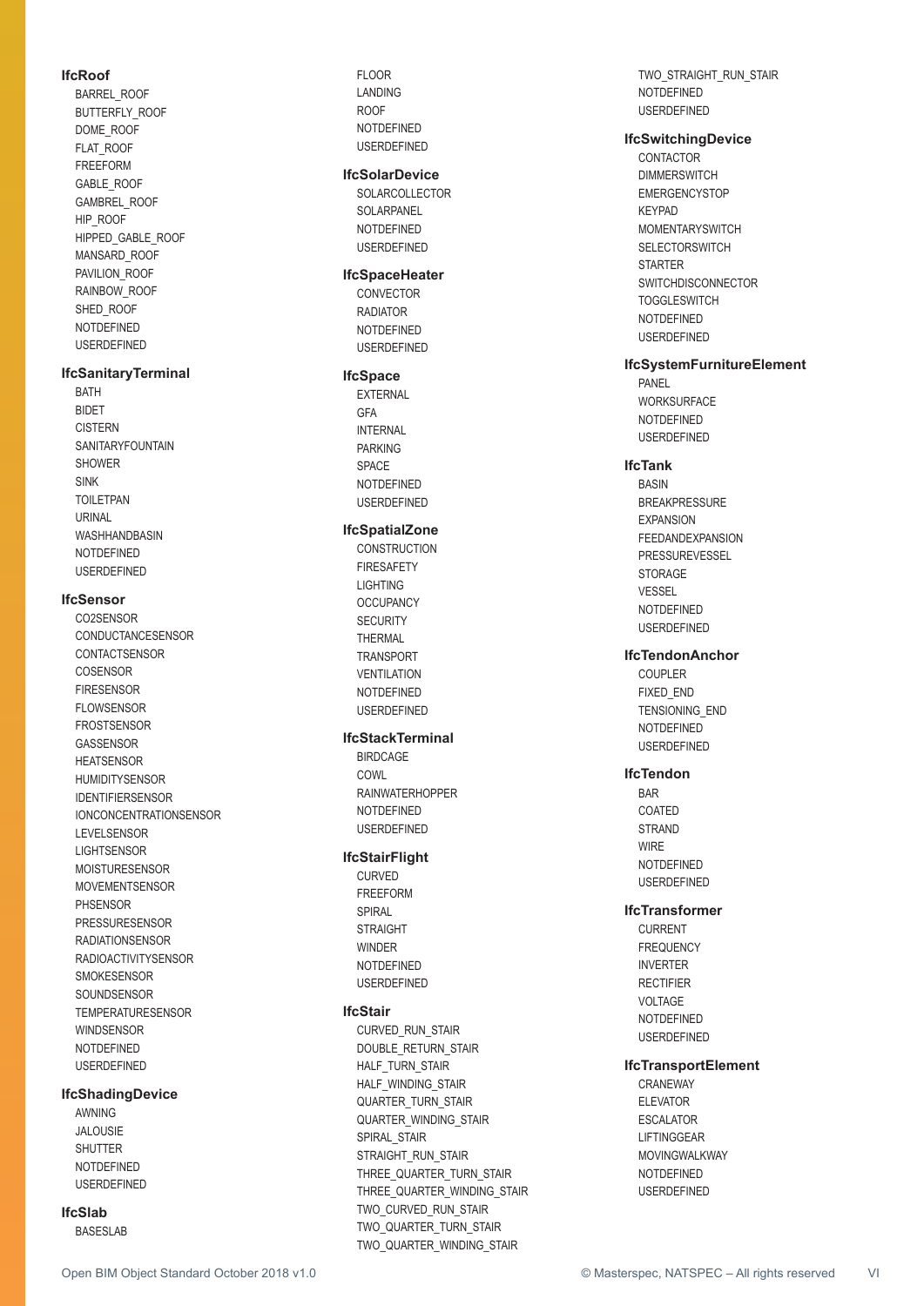**IfcRoof**

- BARREL_ROOF
- BUTTERFLY_ROOF
- DOME_ROOF
- FLAT_ROOF
- FREEFORM
- GABLE_ROOF
- GAMBREL_ROOF
- HIP_ROOF
- HIPPED_GABLE_ROOF
- MANSARD_ROOF
- PAVILION_ROOF
- RAINBOW_ROOF
- SHED_ROOF
- NOTDEFINED
- USERDEFINED

**IfcSanitaryTerminal**

- BATH
- BIDET
- CISTERN
- SANITARYFOUNTAIN
- SHOWER
- SINK
- TOILETPAN
- URINAL
- WASHHANDBASIN
- NOTDEFINED
- USERDEFINED

**IfcSensor**

- CO2SENSOR
- CONDUCTANCESENSOR
- CONTACTSENSOR
- COSENSOR
- FIRESENSOR
- FLOWSENSOR
- FROSTSENSOR
- GASSENSOR
- HEATSENSOR
- HUMIDITYSENSOR
- IDENTIFIERSENSOR
- IONCONCENTRATIONSENSOR
- LEVELSENSOR
- LIGHTSENSOR
- MOISTURESENSOR
- MOVEMENTSENSOR
- PHSENSOR
- PRESSURESENSOR
- RADIATIONSENSOR
- RADIOACTIVITYSENSOR
- SMOKESENSOR
- SOUNDSENSOR
- TEMPERATURESENSOR
- WINDSENSOR
- NOTDEFINED
- USERDEFINED

**IfcShadingDevice**

- AWNING
- JALOUSIE
- SHUTTER
- NOTDEFINED
- USERDEFINED

**IfcSlab**

- BASESLAB
- FLOOR
- LANDING
- ROOF
- NOTDEFINED
- USERDEFINED

**IfcSolarDevice**

- SOLARCOLLECTOR
- SOLARPANEL
- NOTDEFINED
- USERDEFINED

**IfcSpaceHeater**

- CONVECTOR
- RADIATOR
- NOTDEFINED
- USERDEFINED

**IfcSpace**

- EXTERNAL
- GFA
- INTERNAL
- PARKING
- SPACE
- NOTDEFINED
- USERDEFINED

**IfcSpatialZone**

- CONSTRUCTION
- FIRESAFETY
- LIGHTING
- OCCUPANCY
- SECURITY
- THERMAL
- TRANSPORT
- VENTILATION
- NOTDEFINED
- USERDEFINED

**IfcStackTerminal**

- BIRDCAGE
- COWL
- RAINWATERHOPPER
- NOTDEFINED
- USERDEFINED

**IfcStairFlight**

- CURVED
- FREEFORM
- SPIRAL
- STRAIGHT
- WINDER
- NOTDEFINED
- USERDEFINED

**IfcStair**

- CURVED_RUN_STAIR
- DOUBLE_RETURN_STAIR
- HALF_TURN_STAIR
- HALF_WINDING_STAIR
- QUARTER_TURN_STAIR
- QUARTER_WINDING_STAIR
- SPIRAL_STAIR
- STRAIGHT_RUN_STAIR
- THREE_QUARTER_TURN_STAIR
- THREE_QUARTER_WINDING_STAIR
- TWO_CURVED_RUN_STAIR
- TWO_QUARTER_TURN_STAIR
- TWO_QUARTER_WINDING_STAIR
- TWO_STRAIGHT_RUN_STAIR
- NOTDEFINED
- USERDEFINED

**IfcSwitchingDevice**

- CONTACTOR
- DIMMERSWITCH
- EMERGENCYSTOP
- KEYPAD
- MOMENTARYSWITCH
- SELECTORSWITCH
- STARTER
- SWITCHDISCONNECTOR
- TOGGLESWITCH
- NOTDEFINED
- USERDEFINED

**IfcSystemFurnitureElement**

- PANEL
- WORKSURFACE
- NOTDEFINED
- USERDEFINED

**IfcTank**

- BASIN
- BREAKPRESSURE
- EXPANSION
- FEEDANDEXPANSION
- PRESSUREVESSEL
- STORAGE
- VESSEL
- NOTDEFINED
- USERDEFINED

**IfcTendonAnchor**

- COUPLER
- FIXED_END
- TENSIONING_END
- NOTDEFINED
- USERDEFINED

**IfcTendon**

- BAR
- COATED
- STRAND
- WIRE
- NOTDEFINED
- USERDEFINED

**IfcTransformer**

- CURRENT
- FREQUENCY
- INVERTER
- RECTIFIER
- VOLTAGE
- NOTDEFINED
- USERDEFINED

**IfcTransportElement**

- CRANEWAY
- ELEVATOR
- ESCALATOR
- LIFTINGGEAR
- MOVINGWALKWAY
- NOTDEFINED
- USERDEFINED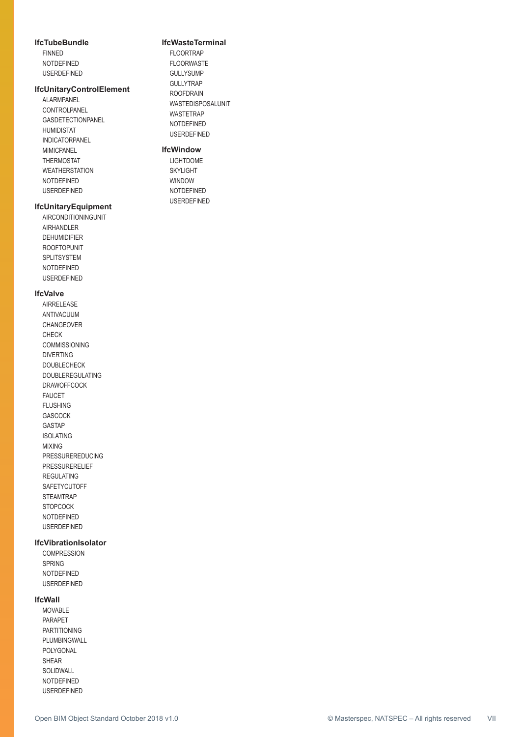### IfcTubeBundle

- FINNED
- NOTDEFINED
- USERDEFINED

### IfcUnitaryControlElement

- ALARMPANEL
- CONTROLPANEL
- GASDETECTIONPANEL
- HUMIDISTAT
- INDICATORPANEL
- MIMICPANEL
- THERMOSTAT
- WEATHERSTATION
- NOTDEFINED
- USERDEFINED

### IfcUnitaryEquipment

- AIRCONDITIONINGUNIT
- AIRHANDLER
- DEHUMIDIFIER
- ROOFTOPUNIT
- SPLITSYSTEM
- NOTDEFINED
- USERDEFINED

### IfcValve

- AIRRELEASE
- ANTIVACUUM
- CHANGEOVER
- CHECK
- COMMISSIONING
- DIVERTING
- DOUBLECHECK
- DOUBLEREGULATING
- DRAWOFFCOCK
- FAUCET
- FLUSHING
- GASCOCK
- GASTAP
- ISOLATING
- MIXING
- PRESSUREREDUCING
- PRESSURERELIEF
- REGULATING
- SAFETYCUTOFF
- STEAMTRAP
- STOPCOCK
- NOTDEFINED
- USERDEFINED

### IfcVibrationIsolator

- COMPRESSION
- SPRING
- NOTDEFINED
- USERDEFINED

### IfcWall

- MOVABLE
- PARAPET
- PARTITIONING
- PLUMBINGWALL
- POLYGONAL
- SHEAR
- SOLIDWALL
- NOTDEFINED
- USERDEFINED

### IfcWasteTerminal

- FLOORTRAP
- FLOORWASTE
- GULLYSUMP
- GULLYTRAP
- ROOFDRAIN
- WASTEDISPOSALUNIT
- WASTETRAP
- NOTDEFINED
- USERDEFINED

### IfcWindow

- LIGHTDOME
- SKYLIGHT
- WINDOW
- NOTDEFINED
- USERDEFINED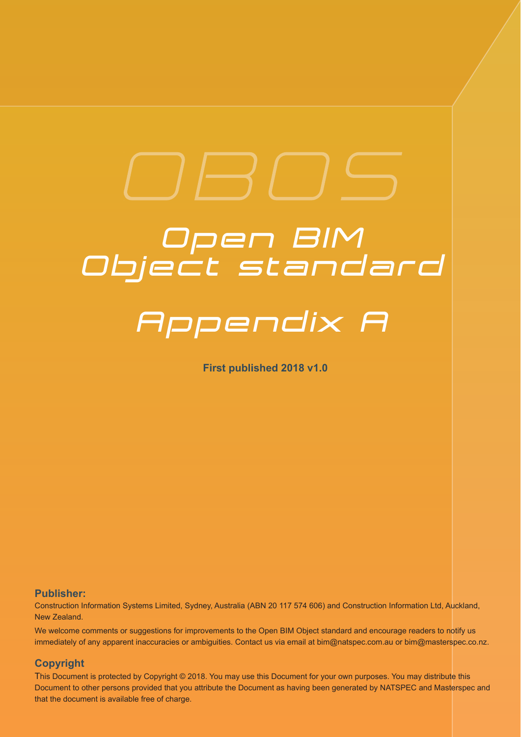# OBOS

# Open BIM Object standard

# Appendix A

**First published 2018 v1.0**

## Publisher:

Construction Information Systems Limited, Sydney, Australia (ABN 20 117 574 606) and Construction Information Ltd, Auckland, New Zealand.

We welcome comments or suggestions for improvements to the Open BIM Object standard and encourage readers to notify us immediately of any apparent inaccuracies or ambiguities. Contact us via email at bim@natspec.com.au or bim@masterspec.co.nz.

## Copyright

This Document is protected by Copyright © 2018. You may use this Document for your own purposes. You may distribute this Document to other persons provided that you attribute the Document as having been generated by NATSPEC and Masterspec and that the document is available free of charge.